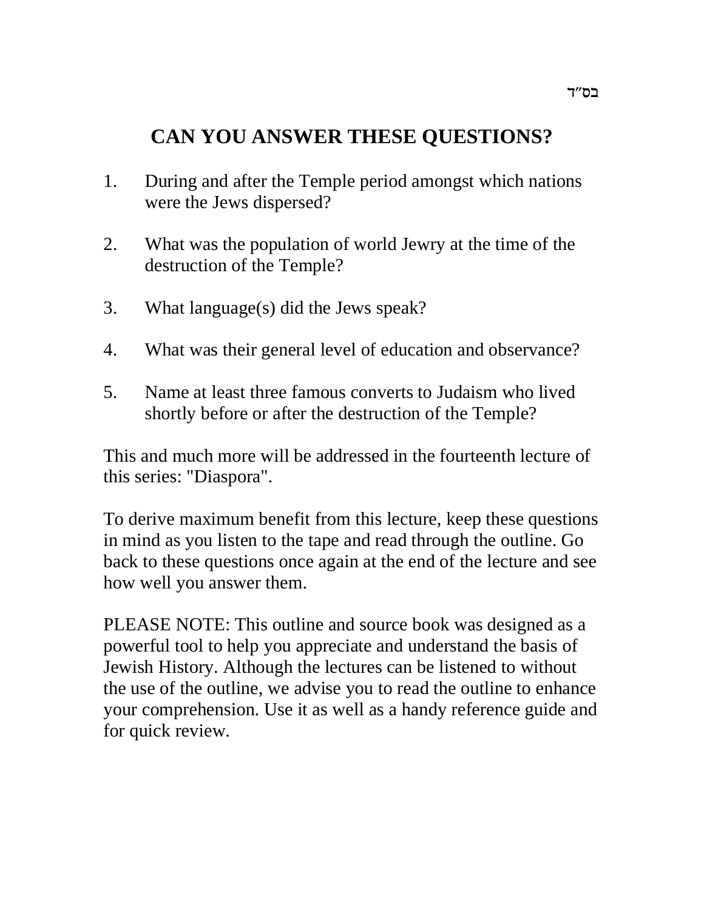בס״ד

# CAN YOU ANSWER THESE QUESTIONS?

1. During and after the Temple period amongst which nations were the Jews dispersed?

2. What was the population of world Jewry at the time of the destruction of the Temple?

3. What language(s) did the Jews speak?

4. What was their general level of education and observance?

5. Name at least three famous converts to Judaism who lived shortly before or after the destruction of the Temple?

This and much more will be addressed in the fourteenth lecture of this series: "Diaspora".

To derive maximum benefit from this lecture, keep these questions in mind as you listen to the tape and read through the outline. Go back to these questions once again at the end of the lecture and see how well you answer them.

PLEASE NOTE: This outline and source book was designed as a powerful tool to help you appreciate and understand the basis of Jewish History. Although the lectures can be listened to without the use of the outline, we advise you to read the outline to enhance your comprehension. Use it as well as a handy reference guide and for quick review.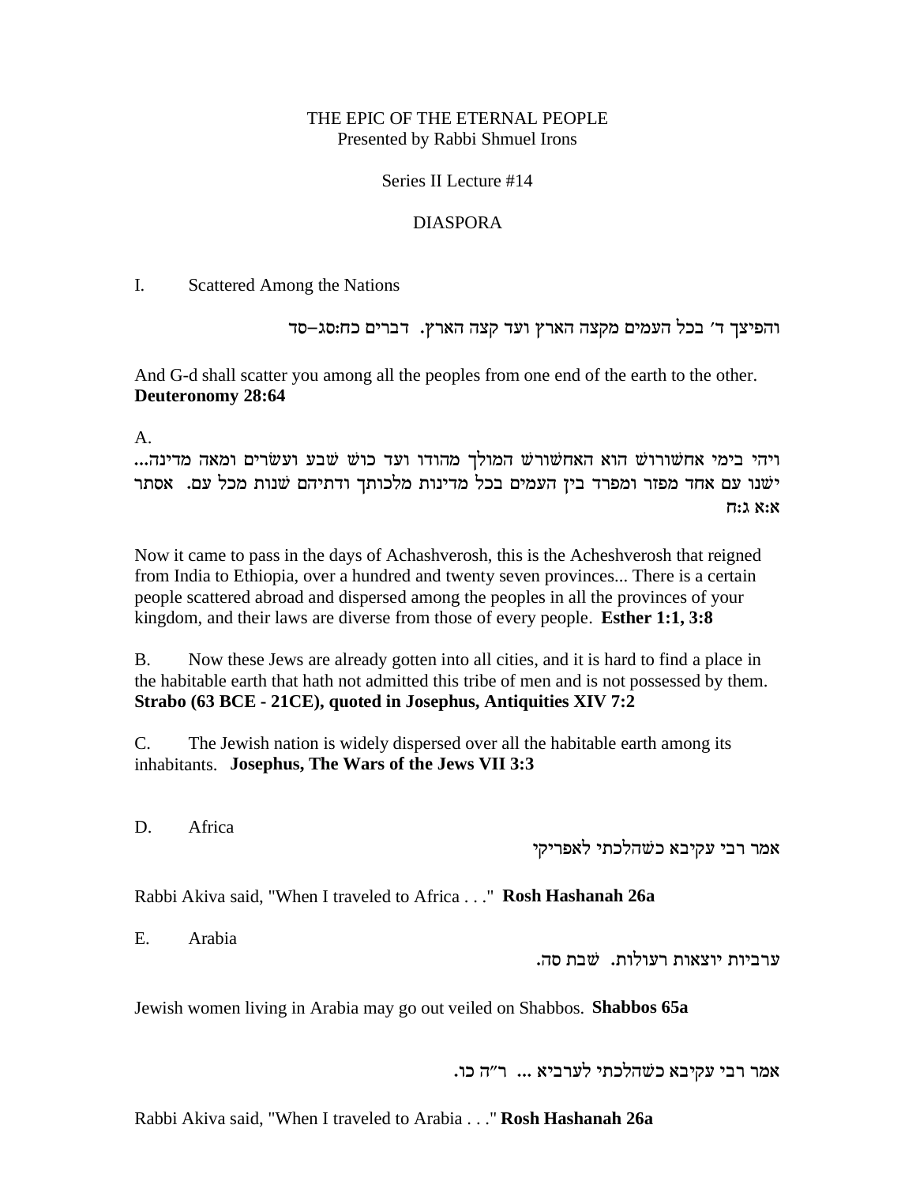THE EPIC OF THE ETERNAL PEOPLE
Presented by Rabbi Shmuel Irons

Series II Lecture #14

DIASPORA

I. Scattered Among the Nations

והפיצך ד' בכל העמים מקצה הארץ ועד קצה הארץ. דברים כח:סג–סד

And G-d shall scatter you among all the peoples from one end of the earth to the other. **Deuteronomy 28:64**

A.

ויהי בימי אחשורוש הוא האחשורש המולך מהודו ועד כוש שבע ועשרים ומאה מדינה... ישנו עם אחד מפזר ומפרד בין העמים בכל מדינות מלכותך ודתיהם שנות מכל עם. אסתר א:א ג:ח

Now it came to pass in the days of Achashverosh, this is the Acheshverosh that reigned from India to Ethiopia, over a hundred and twenty seven provinces... There is a certain people scattered abroad and dispersed among the peoples in all the provinces of your kingdom, and their laws are diverse from those of every people. **Esther 1:1, 3:8**

B. Now these Jews are already gotten into all cities, and it is hard to find a place in the habitable earth that hath not admitted this tribe of men and is not possessed by them. **Strabo (63 BCE - 21CE), quoted in Josephus, Antiquities XIV 7:2**

C. The Jewish nation is widely dispersed over all the habitable earth among its inhabitants. **Josephus, The Wars of the Jews VII 3:3**

D. Africa

אמר רבי עקיבא כשהלכתי לאפריקי

Rabbi Akiva said, "When I traveled to Africa . . ." **Rosh Hashanah 26a**

E. Arabia

ערביות יוצאות רעולות. שבת סה.

Jewish women living in Arabia may go out veiled on Shabbos. **Shabbos 65a**

אמר רבי עקיבא כשהלכתי לערביא ... ר"ה כו.

Rabbi Akiva said, "When I traveled to Arabia . . ." **Rosh Hashanah 26a**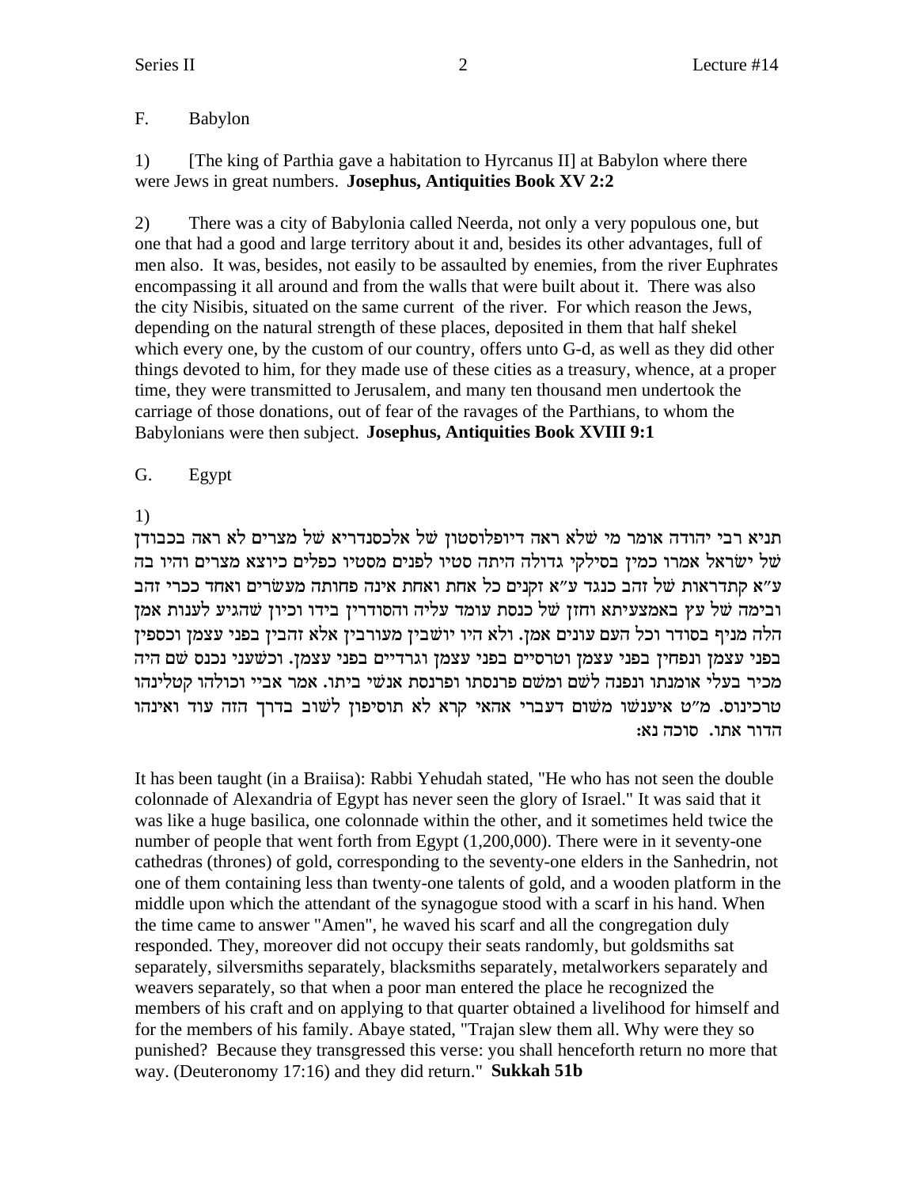F. Babylon

1) [The king of Parthia gave a habitation to Hyrcanus II] at Babylon where there were Jews in great numbers. **Josephus, Antiquities Book XV 2:2**

2) There was a city of Babylonia called Neerda, not only a very populous one, but one that had a good and large territory about it and, besides its other advantages, full of men also. It was, besides, not easily to be assaulted by enemies, from the river Euphrates encompassing it all around and from the walls that were built about it. There was also the city Nisibis, situated on the same current of the river. For which reason the Jews, depending on the natural strength of these places, deposited in them that half shekel which every one, by the custom of our country, offers unto G-d, as well as they did other things devoted to him, for they made use of these cities as a treasury, whence, at a proper time, they were transmitted to Jerusalem, and many ten thousand men undertook the carriage of those donations, out of fear of the ravages of the Parthians, to whom the Babylonians were then subject. **Josephus, Antiquities Book XVIII 9:1**

G. Egypt

1)

תניא רבי יהודה אומר מי שלא ראה דיופלוסטון של אלכסנדריא של מצרים לא ראה בכבודן של ישראל אמרו כמין בסילקי גדולה היתה סטיו לפנים מסטיו כפלים כיוצא מצרים והיו בה ע"א קתדראות של זהב כנגד ע"א זקנים כל אחת ואחת אינה פחותה מעשרים ואחד ככרי זהב ובימה של עץ באמצעיתא וחזן של כנסת עומד עליה והסודרין בידו וכיון שהגיע לענות אמן הלה מניף בסודר וכל העם עונים אמן. ולא היו יושבין מעורבין אלא זהבין בפני עצמן וכספין בפני עצמן ונפחין בפני עצמן וטרסיים בפני עצמן וגרדיים בפני עצמן. וכשעני נכנס שם היה מכיר בעלי אומנתו ונפנה לשם ומשם פרנסתו ופרנסת אנשי ביתו. אמר אביי וכולהו קטלינהו טרכינוס. מ"ט איענשו משום דעברי אהאי קרא לא תוסיפון לשוב בדרך הזה עוד ואינהו הדור אתו. סוכה נא:

It has been taught (in a Braiisa): Rabbi Yehudah stated, "He who has not seen the double colonnade of Alexandria of Egypt has never seen the glory of Israel." It was said that it was like a huge basilica, one colonnade within the other, and it sometimes held twice the number of people that went forth from Egypt (1,200,000). There were in it seventy-one cathedras (thrones) of gold, corresponding to the seventy-one elders in the Sanhedrin, not one of them containing less than twenty-one talents of gold, and a wooden platform in the middle upon which the attendant of the synagogue stood with a scarf in his hand. When the time came to answer "Amen", he waved his scarf and all the congregation duly responded. They, moreover did not occupy their seats randomly, but goldsmiths sat separately, silversmiths separately, blacksmiths separately, metalworkers separately and weavers separately, so that when a poor man entered the place he recognized the members of his craft and on applying to that quarter obtained a livelihood for himself and for the members of his family. Abaye stated, "Trajan slew them all. Why were they so punished? Because they transgressed this verse: you shall henceforth return no more that way. (Deuteronomy 17:16) and they did return." **Sukkah 51b**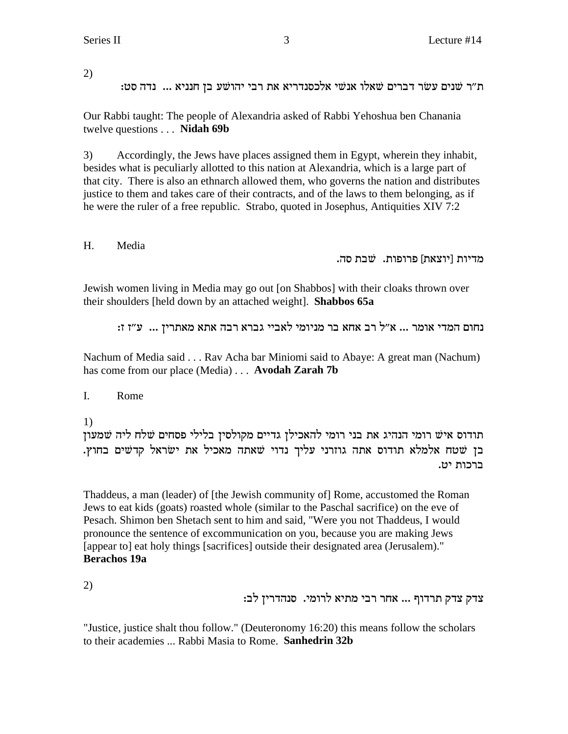2)

ת״ר שנים עשר דברים שאלו אנשי אלכסנדריא את רבי יהושע בן חנניא ... נדה סט:

Our Rabbi taught: The people of Alexandria asked of Rabbi Yehoshua ben Chanania twelve questions . . . **Nidah 69b**

3) Accordingly, the Jews have places assigned them in Egypt, wherein they inhabit, besides what is peculiarly allotted to this nation at Alexandria, which is a large part of that city. There is also an ethnarch allowed them, who governs the nation and distributes justice to them and takes care of their contracts, and of the laws to them belonging, as if he were the ruler of a free republic. Strabo, quoted in Josephus, Antiquities XIV 7:2

H. Media

מדיות [יוצאת] פרופות. שבת סה.

Jewish women living in Media may go out [on Shabbos] with their cloaks thrown over their shoulders [held down by an attached weight]. **Shabbos 65a**

נחום המדי אומר ... א״ל רב אחא בר מניומי לאביי גברא רבה אתא מאתרין ... ע״ז ז:

Nachum of Media said . . . Rav Acha bar Miniomi said to Abaye: A great man (Nachum) has come from our place (Media) . . . **Avodah Zarah 7b**

I. Rome

1)

תודוס איש רומי הנהיג את בני רומי להאכילן גדיים מקולסין בלילי פסחים שלח ליה שמעון בן שטח אלמלא תודוס אתה גוזרני עליך נדוי שאתה מאכיל את ישראל קדשים בחוץ. ברכות יט.

Thaddeus, a man (leader) of [the Jewish community of] Rome, accustomed the Roman Jews to eat kids (goats) roasted whole (similar to the Paschal sacrifice) on the eve of Pesach. Shimon ben Shetach sent to him and said, "Were you not Thaddeus, I would pronounce the sentence of excommunication on you, because you are making Jews [appear to] eat holy things [sacrifices] outside their designated area (Jerusalem)." **Berachos 19a**

2)

צדק צדק תרדוף ... אחר רבי מתיא לרומי. סנהדרין לב:

"Justice, justice shalt thou follow." (Deuteronomy 16:20) this means follow the scholars to their academies ... Rabbi Masia to Rome. **Sanhedrin 32b**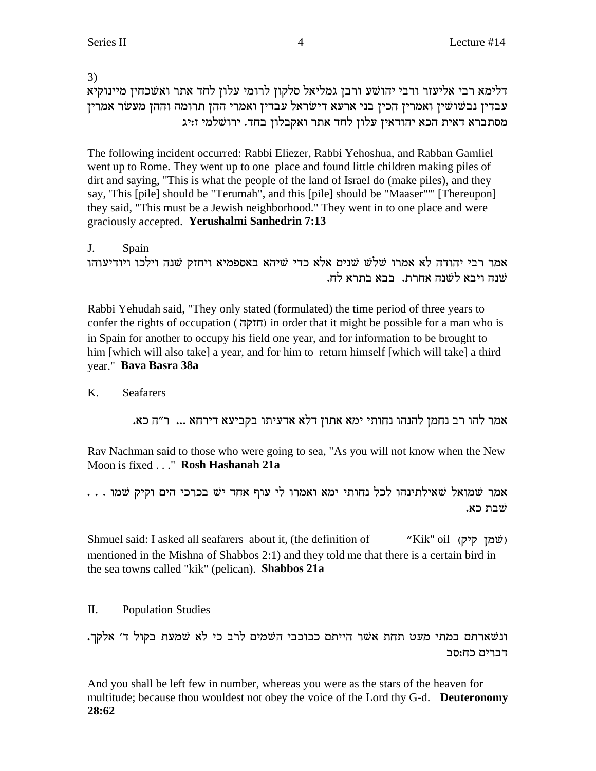3)

דלימא רבי אליעזר ורבי יהושע ורבן גמליאל סלקון לרומי עלון לחד אתר ואשכחין מיינוקיא עבדין נבשושין ואמרין הכין בני ארעא דישראל עבדין ואמרי ההן תרומה וההן מעשר אמרין מסתברא דאית הכא יהודאין עלון לחד אתר ואקבלון בחד. ירושלמי ז:יג

The following incident occurred: Rabbi Eliezer, Rabbi Yehoshua, and Rabban Gamliel went up to Rome. They went up to one place and found little children making piles of dirt and saying, "This is what the people of the land of Israel do (make piles), and they say, 'This [pile] should be "Terumah", and this [pile] should be "Maaser"'" [Thereupon] they said, "This must be a Jewish neighborhood." They went in to one place and were graciously accepted. **Yerushalmi Sanhedrin 7:13**

J. Spain

אמר רבי יהודה לא אמרו שלש שנים אלא כדי שיהא באספמיא ויחזק שנה וילכו ויודיעוהו שנה ויבא לשנה אחרת. בבא בתרא לח.

Rabbi Yehudah said, "They only stated (formulated) the time period of three years to confer the rights of occupation (חזקה) in order that it might be possible for a man who is in Spain for another to occupy his field one year, and for information to be brought to him [which will also take] a year, and for him to return himself [which will take] a third year." **Bava Basra 38a**

K. Seafarers

אמר להו רב נחמן להנהו נחותי ימא אתון דלא אדעיתו בקביעא דירחא ... ר"ה כא.

Rav Nachman said to those who were going to sea, "As you will not know when the New Moon is fixed . . ." **Rosh Hashanah 21a**

אמר שמואל שאילתינהו לכל נחותי ימא ואמרו לי עוף אחד יש בכרכי הים וקיק שמו . . . שבת כא.

Shmuel said: I asked all seafarers about it, (the definition of "Kik" oil (שמן קיק) mentioned in the Mishna of Shabbos 2:1) and they told me that there is a certain bird in the sea towns called "kik" (pelican). **Shabbos 21a**

II. Population Studies

ונשארתם במתי מעט תחת אשר הייתם ככוכבי השמים לרב כי לא שמעת בקול ד' אלקך. דברים כח:סב

And you shall be left few in number, whereas you were as the stars of the heaven for multitude; because thou wouldest not obey the voice of the Lord thy G-d. **Deuteronomy 28:62**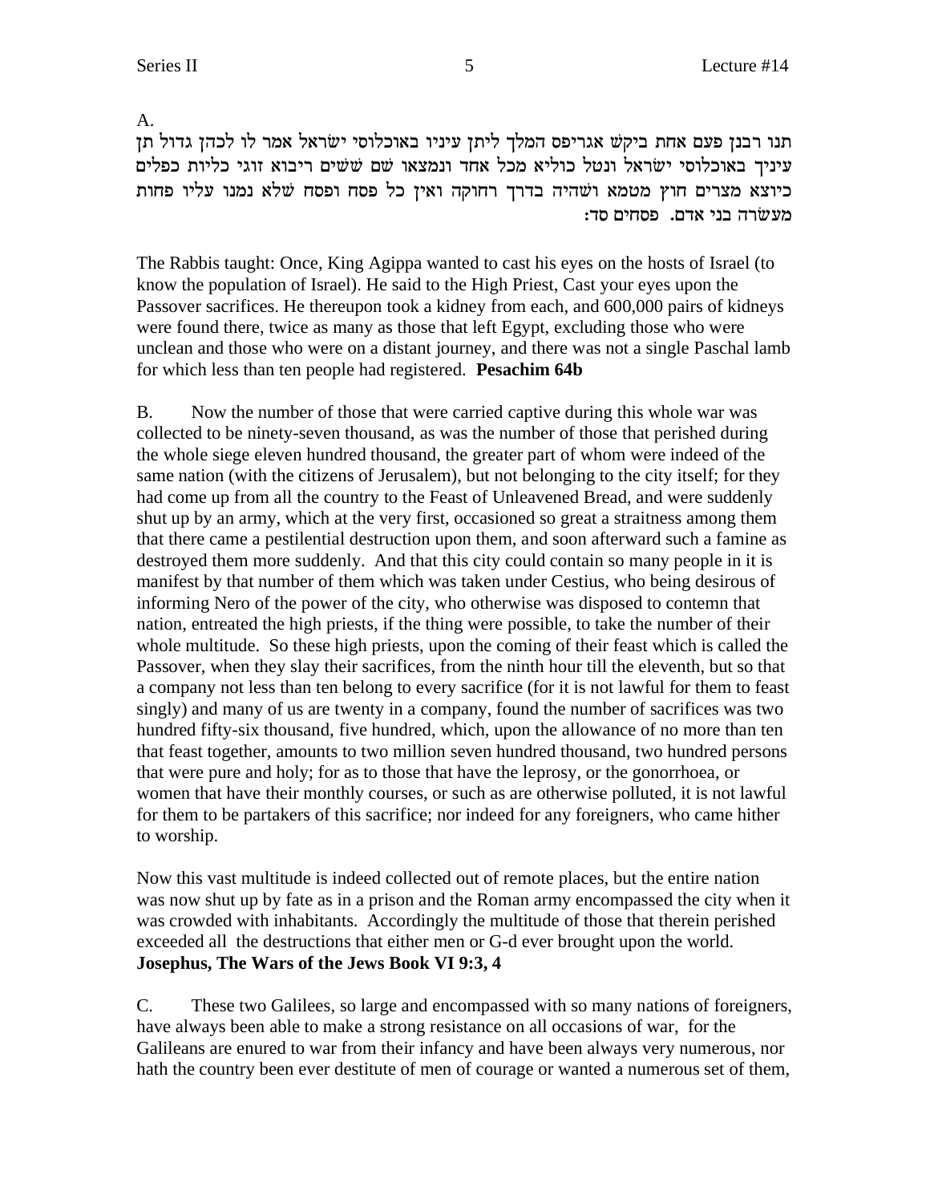A.

תנו רבנן פעם אחת ביקש אגריפס המלך ליתן עיניו באוכלוסי ישׂראל אמר לו לכהן גדול תן עיניך באוכלוסי ישׂראל ונטל כוליא מכל אחד ונמצאו שם ששים ריבוא זוגי כליות כפלים כיוצא מצרים חוץ מטמא ושהיה בדרך רחוקה ואין כל פסח ופסח שלא נמנו עליו פחות מעשׂרה בני אדם. פסחים סד:

The Rabbis taught: Once, King Agippa wanted to cast his eyes on the hosts of Israel (to know the population of Israel). He said to the High Priest, Cast your eyes upon the Passover sacrifices. He thereupon took a kidney from each, and 600,000 pairs of kidneys were found there, twice as many as those that left Egypt, excluding those who were unclean and those who were on a distant journey, and there was not a single Paschal lamb for which less than ten people had registered. **Pesachim 64b**

B. Now the number of those that were carried captive during this whole war was collected to be ninety-seven thousand, as was the number of those that perished during the whole siege eleven hundred thousand, the greater part of whom were indeed of the same nation (with the citizens of Jerusalem), but not belonging to the city itself; for they had come up from all the country to the Feast of Unleavened Bread, and were suddenly shut up by an army, which at the very first, occasioned so great a straitness among them that there came a pestilential destruction upon them, and soon afterward such a famine as destroyed them more suddenly. And that this city could contain so many people in it is manifest by that number of them which was taken under Cestius, who being desirous of informing Nero of the power of the city, who otherwise was disposed to contemn that nation, entreated the high priests, if the thing were possible, to take the number of their whole multitude. So these high priests, upon the coming of their feast which is called the Passover, when they slay their sacrifices, from the ninth hour till the eleventh, but so that a company not less than ten belong to every sacrifice (for it is not lawful for them to feast singly) and many of us are twenty in a company, found the number of sacrifices was two hundred fifty-six thousand, five hundred, which, upon the allowance of no more than ten that feast together, amounts to two million seven hundred thousand, two hundred persons that were pure and holy; for as to those that have the leprosy, or the gonorrhoea, or women that have their monthly courses, or such as are otherwise polluted, it is not lawful for them to be partakers of this sacrifice; nor indeed for any foreigners, who came hither to worship.

Now this vast multitude is indeed collected out of remote places, but the entire nation was now shut up by fate as in a prison and the Roman army encompassed the city when it was crowded with inhabitants. Accordingly the multitude of those that therein perished exceeded all the destructions that either men or G-d ever brought upon the world. **Josephus, The Wars of the Jews Book VI 9:3, 4**

C. These two Galilees, so large and encompassed with so many nations of foreigners, have always been able to make a strong resistance on all occasions of war, for the Galileans are enured to war from their infancy and have been always very numerous, nor hath the country been ever destitute of men of courage or wanted a numerous set of them,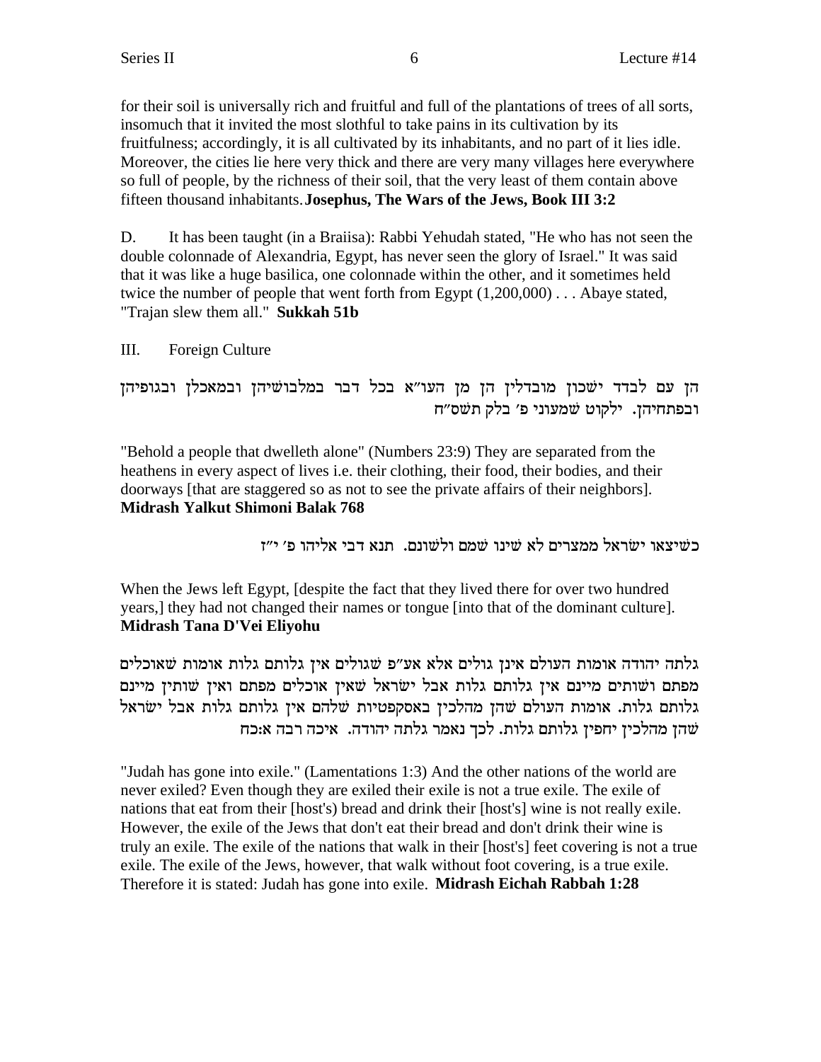for their soil is universally rich and fruitful and full of the plantations of trees of all sorts, insomuch that it invited the most slothful to take pains in its cultivation by its fruitfulness; accordingly, it is all cultivated by its inhabitants, and no part of it lies idle. Moreover, the cities lie here very thick and there are very many villages here everywhere so full of people, by the richness of their soil, that the very least of them contain above fifteen thousand inhabitants. **Josephus, The Wars of the Jews, Book III 3:2**

D. It has been taught (in a Braiisa): Rabbi Yehudah stated, "He who has not seen the double colonnade of Alexandria, Egypt, has never seen the glory of Israel." It was said that it was like a huge basilica, one colonnade within the other, and it sometimes held twice the number of people that went forth from Egypt (1,200,000) . . . Abaye stated, "Trajan slew them all." **Sukkah 51b**

III. Foreign Culture

הן עם לבדד ישכון מובדלין הן מן העו"א בכל דבר במלבושיהן ובמאכלן ובגופיהן ובפתחיהן. ילקוט שמעוני פ' בלק תשס"ח

"Behold a people that dwelleth alone" (Numbers 23:9) They are separated from the heathens in every aspect of lives i.e. their clothing, their food, their bodies, and their doorways [that are staggered so as not to see the private affairs of their neighbors]. **Midrash Yalkut Shimoni Balak 768**

כשיצאו ישראל ממצרים לא שינו שמם ולשונם. תנא דבי אליהו פ' י"ז

When the Jews left Egypt, [despite the fact that they lived there for over two hundred years,] they had not changed their names or tongue [into that of the dominant culture]. **Midrash Tana D'Vei Eliyohu**

גלתה יהודה אומות העולם אינן גולים אלא אע"פ שגולים אין גלותם גלות אומות שאוכלים מפתם ושותים מיינם אין גלותם גלות אבל ישראל שאין אוכלים מפתם ואין שותין מיינם גלותם גלות. אומות העולם שהן מהלכין באסקפטיות שלהם אין גלותם גלות אבל ישראל שהן מהלכין יחפין גלותם גלות. לכך נאמר גלתה יהודה. איכה רבה א:כח

"Judah has gone into exile." (Lamentations 1:3) And the other nations of the world are never exiled? Even though they are exiled their exile is not a true exile. The exile of nations that eat from their [host's) bread and drink their [host's] wine is not really exile. However, the exile of the Jews that don't eat their bread and don't drink their wine is truly an exile. The exile of the nations that walk in their [host's] feet covering is not a true exile. The exile of the Jews, however, that walk without foot covering, is a true exile. Therefore it is stated: Judah has gone into exile. **Midrash Eichah Rabbah 1:28**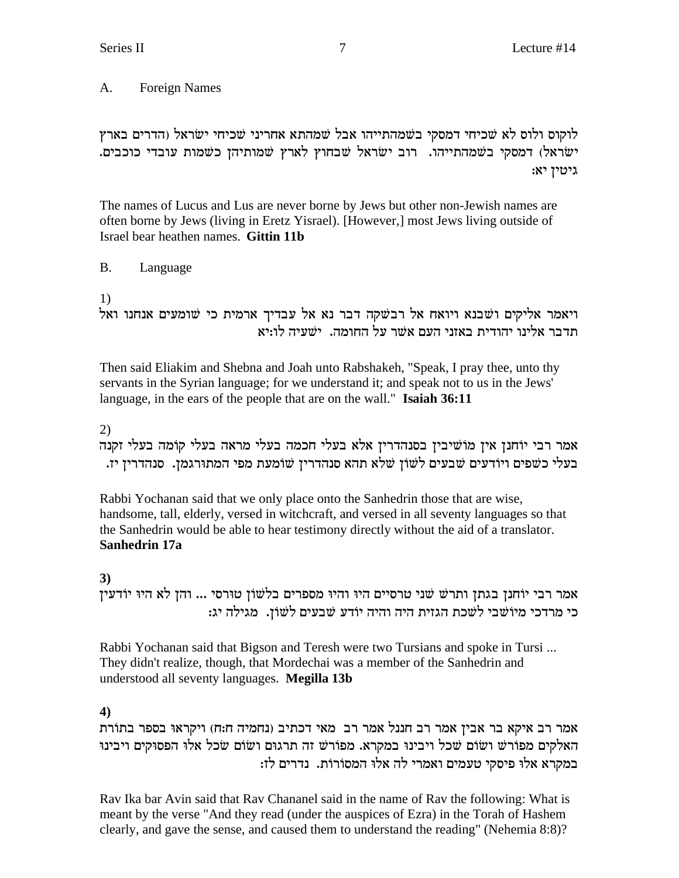A. Foreign Names

לוקוס ולוס לא שכיחי דמסקי בשמהתייהו אבל שמהתא אחריני שכיחי ישראל (הדרים בארץ ישראל) דמסקי בשמהתייהו. רוב ישראל שבחוץ לארץ שמותיהן כשמות עובדי כוכבים. גיטין יא:

The names of Lucus and Lus are never borne by Jews but other non-Jewish names are often borne by Jews (living in Eretz Yisrael). [However,] most Jews living outside of Israel bear heathen names. **Gittin 11b**

B. Language

1)

ויאמר אליקים ושבנא ויואח אל רבשקה דבר נא אל עבדיך ארמית כי שומעים אנחנו ואל תדבר אלינו יהודית באזני העם אשר על החומה. ישעיה לו:יא

Then said Eliakim and Shebna and Joah unto Rabshakeh, "Speak, I pray thee, unto thy servants in the Syrian language; for we understand it; and speak not to us in the Jews' language, in the ears of the people that are on the wall." **Isaiah 36:11**

2)

אמר רבי יוחנן אין מושיבין בסנהדרין אלא בעלי חכמה בעלי מראה בעלי קומה בעלי זקנה בעלי כשפים ויודעים שבעים לשון שלא תהא סנהדרין שומעת מפי המתורגמן. סנהדרין יז.

Rabbi Yochanan said that we only place onto the Sanhedrin those that are wise, handsome, tall, elderly, versed in witchcraft, and versed in all seventy languages so that the Sanhedrin would be able to hear testimony directly without the aid of a translator. **Sanhedrin 17a**

**3)**

אמר רבי יוחנן בגתן ותרש שני טרסיים היו והיו מספרים בלשון טורסי ... והן לא היו יודעין כי מרדכי מיושבי לשכת הגזית היה והיה יודע שבעים לשון. מגילה יג:

Rabbi Yochanan said that Bigson and Teresh were two Tursians and spoke in Tursi ... They didn't realize, though, that Mordechai was a member of the Sanhedrin and understood all seventy languages. **Megilla 13b**

**4)**

אמר רב איקא בר אבין אמר רב חננל אמר רב מאי דכתיב (נחמיה ח:ח) ויקראו בספר בתורת האלקים מפורש ושום שכל ויבינו במקרא. מפורש זה תרגום ושום שכל אלו הפסוקים ויבינו במקרא אלו פיסקי טעמים ואמרי לה אלו המסורות. נדרים לז:

Rav Ika bar Avin said that Rav Chananel said in the name of Rav the following: What is meant by the verse "And they read (under the auspices of Ezra) in the Torah of Hashem clearly, and gave the sense, and caused them to understand the reading" (Nehemia 8:8)?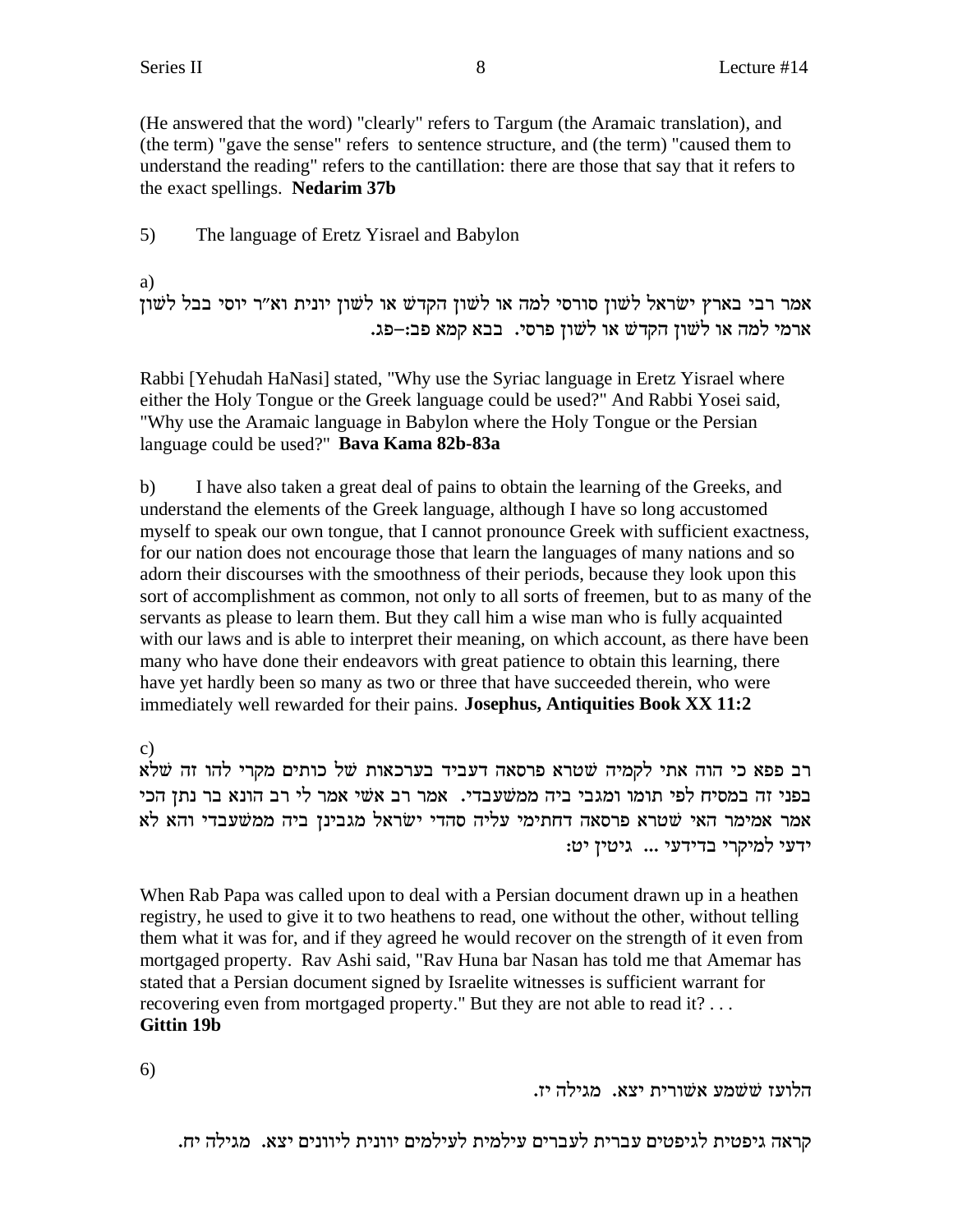(He answered that the word) "clearly" refers to Targum (the Aramaic translation), and (the term) "gave the sense" refers to sentence structure, and (the term) "caused them to understand the reading" refers to the cantillation: there are those that say that it refers to the exact spellings. **Nedarim 37b**

5) The language of Eretz Yisrael and Babylon

a)

אמר רבי בארץ ישׂראל לשׁון סורסי למה או לשׁון הקדשׁ או לשׁון יונית וא"ר יוסי בבל לשׁון ארמי למה או לשׁון הקדשׁ או לשׁון פרסי. בבא קמא פב:–פג.

Rabbi [Yehudah HaNasi] stated, "Why use the Syriac language in Eretz Yisrael where either the Holy Tongue or the Greek language could be used?" And Rabbi Yosei said, "Why use the Aramaic language in Babylon where the Holy Tongue or the Persian language could be used?" **Bava Kama 82b-83a**

b) I have also taken a great deal of pains to obtain the learning of the Greeks, and understand the elements of the Greek language, although I have so long accustomed myself to speak our own tongue, that I cannot pronounce Greek with sufficient exactness, for our nation does not encourage those that learn the languages of many nations and so adorn their discourses with the smoothness of their periods, because they look upon this sort of accomplishment as common, not only to all sorts of freemen, but to as many of the servants as please to learn them. But they call him a wise man who is fully acquainted with our laws and is able to interpret their meaning, on which account, as there have been many who have done their endeavors with great patience to obtain this learning, there have yet hardly been so many as two or three that have succeeded therein, who were immediately well rewarded for their pains. **Josephus, Antiquities Book XX 11:2**

c)

רב פפא כי הוה אתי לקמיה שׁטרא פרסאה דעביד בערכאות שׁל כותים מקרי להו זה שׁלא בפני זה במסיח לפי תומו ומגבי ביה ממשׁעבדי. אמר רב אשׁי אמר לי רב הונא בר נתן הכי אמר אמימר האי שׁטרא פרסאה דחתימי עליה סהדי ישׂראל מגבינן ביה ממשׁעבדי והא לא ידעי למיקרי בדידעי ... גיטין יט:

When Rab Papa was called upon to deal with a Persian document drawn up in a heathen registry, he used to give it to two heathens to read, one without the other, without telling them what it was for, and if they agreed he would recover on the strength of it even from mortgaged property. Rav Ashi said, "Rav Huna bar Nasan has told me that Amemar has stated that a Persian document signed by Israelite witnesses is sufficient warrant for recovering even from mortgaged property." But they are not able to read it? . . . **Gittin 19b**

6)

הלועז ששׁמע אשׁורית יצא. מגילה יז.

קראה גיפטית לגיפטים עברית לעברים עילמית לעילמים יוונית ליוונים יצא. מגילה יח.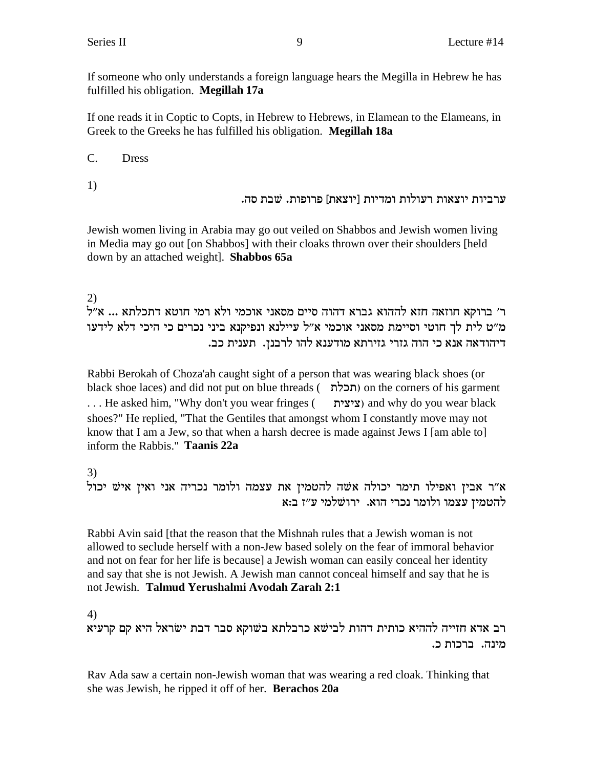If someone who only understands a foreign language hears the Megilla in Hebrew he has fulfilled his obligation. **Megillah 17a**

If one reads it in Coptic to Copts, in Hebrew to Hebrews, in Elamean to the Elameans, in Greek to the Greeks he has fulfilled his obligation. **Megillah 18a**

C. Dress

1)

ערביות יוצאות רעולות ומדיות [יוצאת] פרופות. שבת סה.

Jewish women living in Arabia may go out veiled on Shabbos and Jewish women living in Media may go out [on Shabbos] with their cloaks thrown over their shoulders [held down by an attached weight]. **Shabbos 65a**

2)

ר' ברוקא חוזאה חזא להחוא גברא דהוה סיים מסאני אוכמי ולא רמי חוטא דתכלתא ... א"ל מ"ט לית לך חוטי וסיימת מסאני אוכמי א"ל עיילנא ונפיקנא ביני נכרים כי היכי דלא לידעו דיהודאה אנא כי הוה גזרי גזירתא מודענא להו לרבנן. תענית כב.

Rabbi Berokah of Choza'ah caught sight of a person that was wearing black shoes (or black shoe laces) and did not put on blue threads (תכלת) on the corners of his garment . . . He asked him, "Why don't you wear fringes (ציצית) and why do you wear black shoes?" He replied, "That the Gentiles that amongst whom I constantly move may not know that I am a Jew, so that when a harsh decree is made against Jews I [am able to] inform the Rabbis." **Taanis 22a**

3)

א"ר אבין ואפילו תימר יכולה אשה להטמין את עצמה ולומר נכריה אני ואין איש יכול להטמין עצמו ולומר נכרי הוא. ירושלמי ע"ז ב:א

Rabbi Avin said [that the reason that the Mishnah rules that a Jewish woman is not allowed to seclude herself with a non-Jew based solely on the fear of immoral behavior and not on fear for her life is because] a Jewish woman can easily conceal her identity and say that she is not Jewish. A Jewish man cannot conceal himself and say that he is not Jewish. **Talmud Yerushalmi Avodah Zarah 2:1**

4)

רב אדא חזייה לההיא כותית דהות לבישא כרבלתא בשוקא סבר דבת ישראל היא קם קרעיא מינה. ברכות כ.

Rav Ada saw a certain non-Jewish woman that was wearing a red cloak. Thinking that she was Jewish, he ripped it off of her. **Berachos 20a**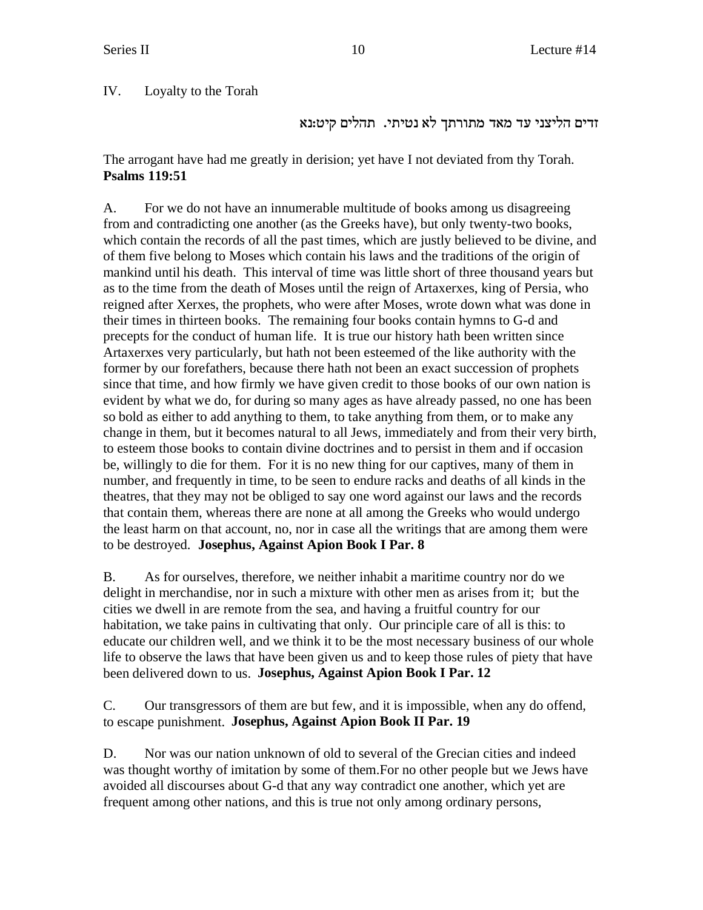IV. Loyalty to the Torah

זדים הליצני עד מאד מתורתך לא נטיתי. תהלים קיט:נא

The arrogant have had me greatly in derision; yet have I not deviated from thy Torah. **Psalms 119:51**

A. For we do not have an innumerable multitude of books among us disagreeing from and contradicting one another (as the Greeks have), but only twenty-two books, which contain the records of all the past times, which are justly believed to be divine, and of them five belong to Moses which contain his laws and the traditions of the origin of mankind until his death. This interval of time was little short of three thousand years but as to the time from the death of Moses until the reign of Artaxerxes, king of Persia, who reigned after Xerxes, the prophets, who were after Moses, wrote down what was done in their times in thirteen books. The remaining four books contain hymns to G-d and precepts for the conduct of human life. It is true our history hath been written since Artaxerxes very particularly, but hath not been esteemed of the like authority with the former by our forefathers, because there hath not been an exact succession of prophets since that time, and how firmly we have given credit to those books of our own nation is evident by what we do, for during so many ages as have already passed, no one has been so bold as either to add anything to them, to take anything from them, or to make any change in them, but it becomes natural to all Jews, immediately and from their very birth, to esteem those books to contain divine doctrines and to persist in them and if occasion be, willingly to die for them. For it is no new thing for our captives, many of them in number, and frequently in time, to be seen to endure racks and deaths of all kinds in the theatres, that they may not be obliged to say one word against our laws and the records that contain them, whereas there are none at all among the Greeks who would undergo the least harm on that account, no, nor in case all the writings that are among them were to be destroyed. **Josephus, Against Apion Book I Par. 8**

B. As for ourselves, therefore, we neither inhabit a maritime country nor do we delight in merchandise, nor in such a mixture with other men as arises from it; but the cities we dwell in are remote from the sea, and having a fruitful country for our habitation, we take pains in cultivating that only. Our principle care of all is this: to educate our children well, and we think it to be the most necessary business of our whole life to observe the laws that have been given us and to keep those rules of piety that have been delivered down to us. **Josephus, Against Apion Book I Par. 12**

C. Our transgressors of them are but few, and it is impossible, when any do offend, to escape punishment. **Josephus, Against Apion Book II Par. 19**

D. Nor was our nation unknown of old to several of the Grecian cities and indeed was thought worthy of imitation by some of them.For no other people but we Jews have avoided all discourses about G-d that any way contradict one another, which yet are frequent among other nations, and this is true not only among ordinary persons,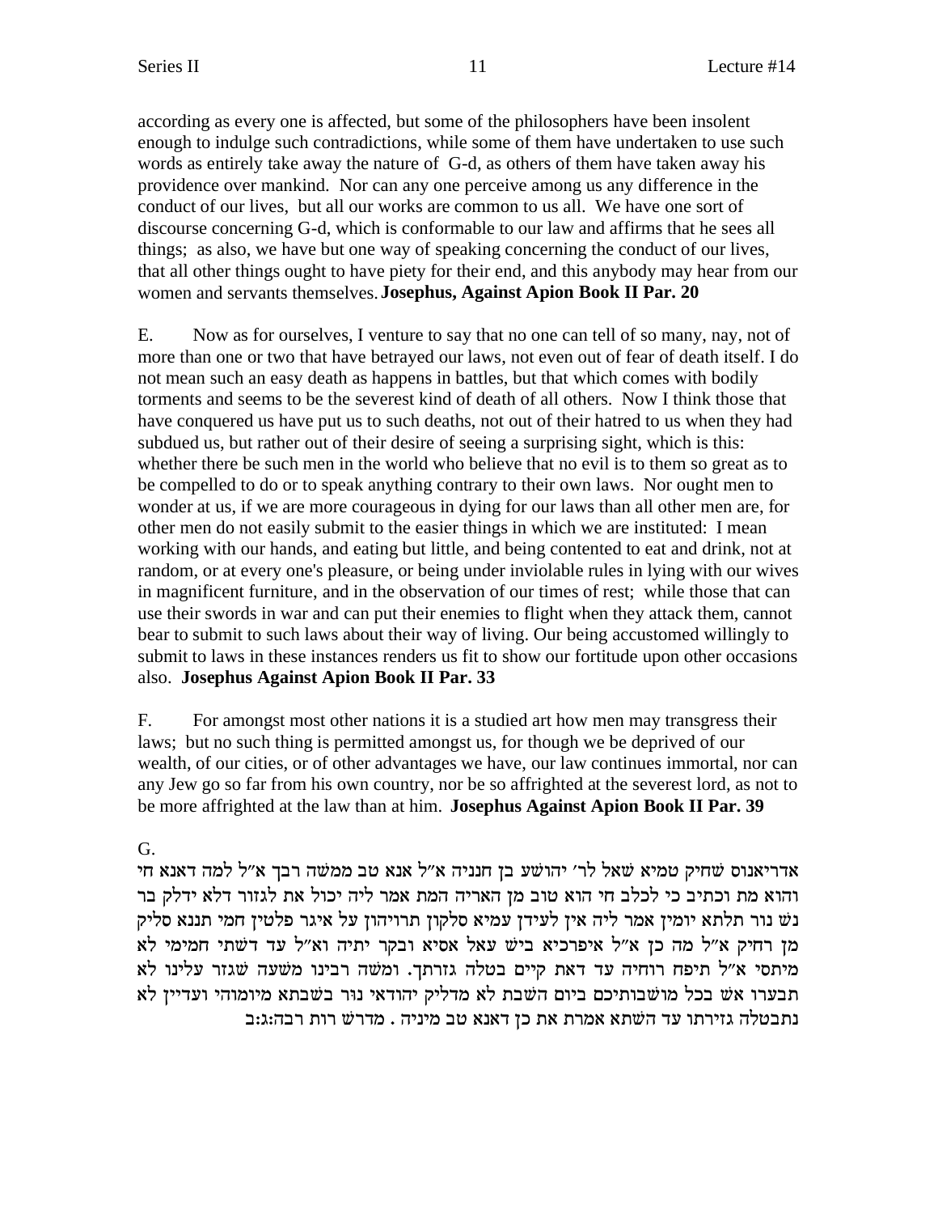according as every one is affected, but some of the philosophers have been insolent enough to indulge such contradictions, while some of them have undertaken to use such words as entirely take away the nature of G-d, as others of them have taken away his providence over mankind. Nor can any one perceive among us any difference in the conduct of our lives, but all our works are common to us all. We have one sort of discourse concerning G-d, which is conformable to our law and affirms that he sees all things; as also, we have but one way of speaking concerning the conduct of our lives, that all other things ought to have piety for their end, and this anybody may hear from our women and servants themselves. **Josephus, Against Apion Book II Par. 20**

E. Now as for ourselves, I venture to say that no one can tell of so many, nay, not of more than one or two that have betrayed our laws, not even out of fear of death itself. I do not mean such an easy death as happens in battles, but that which comes with bodily torments and seems to be the severest kind of death of all others. Now I think those that have conquered us have put us to such deaths, not out of their hatred to us when they had subdued us, but rather out of their desire of seeing a surprising sight, which is this: whether there be such men in the world who believe that no evil is to them so great as to be compelled to do or to speak anything contrary to their own laws. Nor ought men to wonder at us, if we are more courageous in dying for our laws than all other men are, for other men do not easily submit to the easier things in which we are instituted: I mean working with our hands, and eating but little, and being contented to eat and drink, not at random, or at every one's pleasure, or being under inviolable rules in lying with our wives in magnificent furniture, and in the observation of our times of rest; while those that can use their swords in war and can put their enemies to flight when they attack them, cannot bear to submit to such laws about their way of living. Our being accustomed willingly to submit to laws in these instances renders us fit to show our fortitude upon other occasions also. **Josephus Against Apion Book II Par. 33**

F. For amongst most other nations it is a studied art how men may transgress their laws; but no such thing is permitted amongst us, for though we be deprived of our wealth, of our cities, or of other advantages we have, our law continues immortal, nor can any Jew go so far from his own country, nor be so affrighted at the severest lord, as not to be more affrighted at the law than at him. **Josephus Against Apion Book II Par. 39**

G.

אדריאנוס שחיק טמיא שאל לר' יהושע בן חנניה א"ל אנא טב ממשה רבך א"ל למה דאנא חי והוא מת וכתיב כי לכלב חי הוא טוב מן האריה המת אמר ליה יכול את לגזור דלא ידלק בר נש נור תלתא יומין אמר ליה אין לעידן עמיא סלקון תרויהון על איגר פלטין חמי תננא סליק מן רחיק א"ל מה כן א"ל איפרכיא ביש עאל אסיא ובקר יתיה וא"ל עד דשתי חמימי לא מיתסי א"ל תיפח רוחיה עד דאת קיים בטלה גזרתך. ומשה רבינו משעה שגזר עלינו לא תבערו אש בכל מושבותיכם ביום השבת לא מדליק יהודאי נור בשבתא מיומוהי ועדיין לא נתבטלה גזירתו עד השתא אמרת את כן דאנא טב מיניה . מדרש רות רבה:ג:ב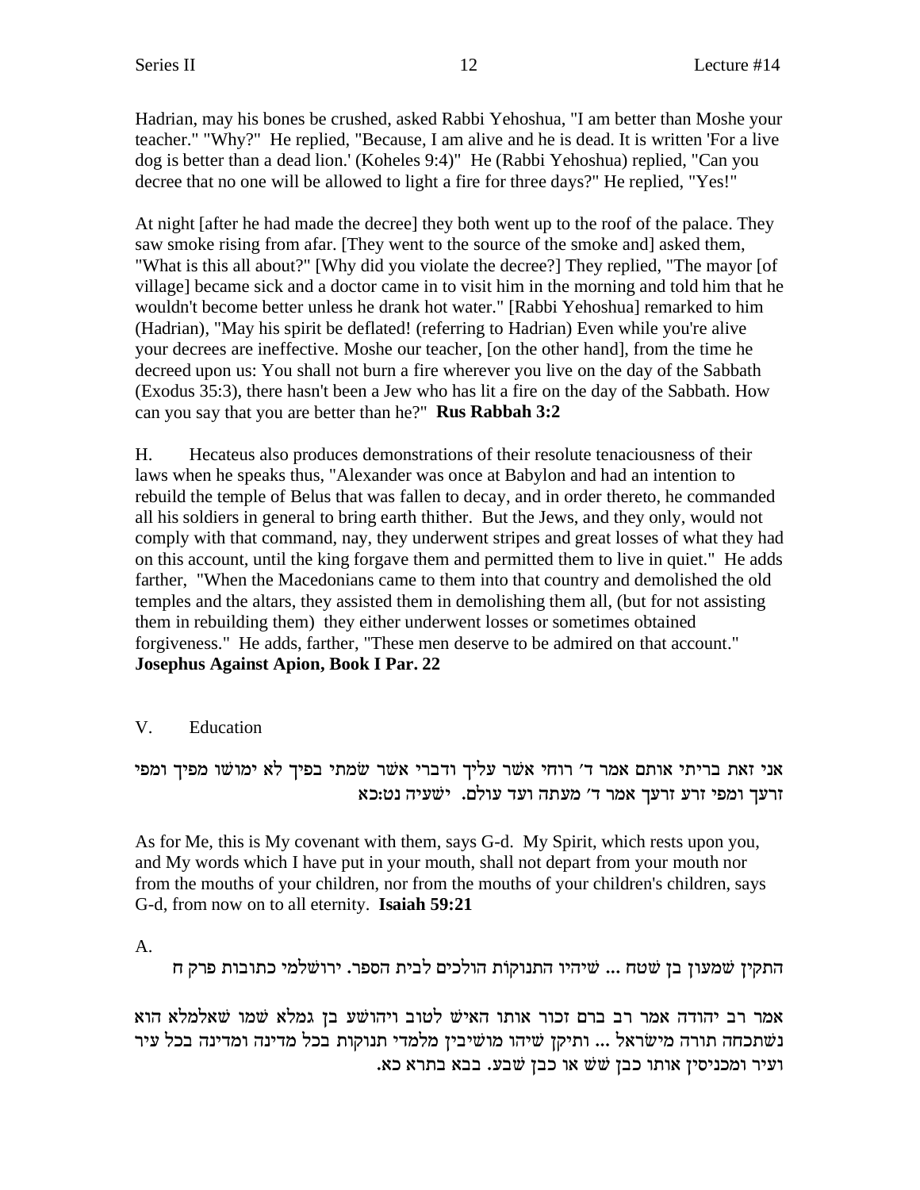Hadrian, may his bones be crushed, asked Rabbi Yehoshua, "I am better than Moshe your teacher." "Why?" He replied, "Because, I am alive and he is dead. It is written 'For a live dog is better than a dead lion.' (Koheles 9:4)" He (Rabbi Yehoshua) replied, "Can you decree that no one will be allowed to light a fire for three days?" He replied, "Yes!"

At night [after he had made the decree] they both went up to the roof of the palace. They saw smoke rising from afar. [They went to the source of the smoke and] asked them, "What is this all about?" [Why did you violate the decree?] They replied, "The mayor [of village] became sick and a doctor came in to visit him in the morning and told him that he wouldn't become better unless he drank hot water." [Rabbi Yehoshua] remarked to him (Hadrian), "May his spirit be deflated! (referring to Hadrian) Even while you're alive your decrees are ineffective. Moshe our teacher, [on the other hand], from the time he decreed upon us: You shall not burn a fire wherever you live on the day of the Sabbath (Exodus 35:3), there hasn't been a Jew who has lit a fire on the day of the Sabbath. How can you say that you are better than he?" **Rus Rabbah 3:2**

H. Hecateus also produces demonstrations of their resolute tenaciousness of their laws when he speaks thus, "Alexander was once at Babylon and had an intention to rebuild the temple of Belus that was fallen to decay, and in order thereto, he commanded all his soldiers in general to bring earth thither. But the Jews, and they only, would not comply with that command, nay, they underwent stripes and great losses of what they had on this account, until the king forgave them and permitted them to live in quiet." He adds farther, "When the Macedonians came to them into that country and demolished the old temples and the altars, they assisted them in demolishing them all, (but for not assisting them in rebuilding them) they either underwent losses or sometimes obtained forgiveness." He adds, farther, "These men deserve to be admired on that account." **Josephus Against Apion, Book I Par. 22**

V. Education

אני זאת בריתי אותם אמר ד׳ רוחי אשר עליך ודברי אשר שמתי בפיך לא ימושו מפיך ומפי זרעך ומפי זרע זרעך אמר ד׳ מעתה ועד עולם. ישעיה נט:כא

As for Me, this is My covenant with them, says G-d. My Spirit, which rests upon you, and My words which I have put in your mouth, shall not depart from your mouth nor from the mouths of your children, nor from the mouths of your children's children, says G-d, from now on to all eternity. **Isaiah 59:21**

A.

התקין שמעון בן שטח ... שיהיו התנוקות הולכים לבית הספר. ירושלמי כתובות פרק ח

אמר רב יהודה אמר רב ברם זכור אותו האיש לטוב ויהושע בן גמלא שמו שאלמלא הוא נשתכחה תורה מישראל ... ותיקן שיהו מושיבין מלמדי תנוקות בכל מדינה ומדינה בכל עיר ועיר ומכניסין אותו כבן שש או כבן שבע. בבא בתרא כא.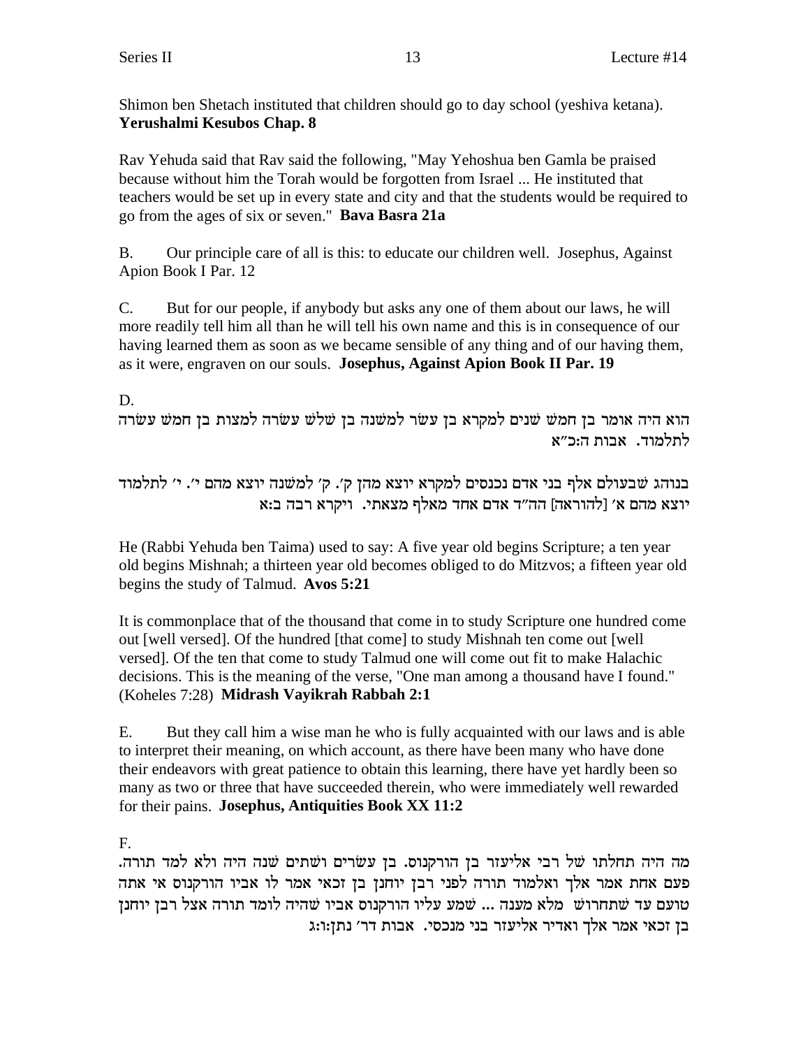Shimon ben Shetach instituted that children should go to day school (yeshiva ketana). **Yerushalmi Kesubos Chap. 8**

Rav Yehuda said that Rav said the following, "May Yehoshua ben Gamla be praised because without him the Torah would be forgotten from Israel ... He instituted that teachers would be set up in every state and city and that the students would be required to go from the ages of six or seven." **Bava Basra 21a**

B. Our principle care of all is this: to educate our children well. Josephus, Against Apion Book I Par. 12

C. But for our people, if anybody but asks any one of them about our laws, he will more readily tell him all than he will tell his own name and this is in consequence of our having learned them as soon as we became sensible of any thing and of our having them, as it were, engraven on our souls. **Josephus, Against Apion Book II Par. 19**

D.

הוא היה אומר בן חמש שנים למקרא בן עשר למשנה בן שלש עשרה למצות בן חמש עשרה לתלמוד. אבות ה:כ"א

בנוהג שבעולם אלף בני אדם נכנסים למקרא יוצא מהן ק'. ק' למשנה יוצא מהם י'. י' לתלמוד יוצא מהם א' [להוראה] הה"ד אדם אחד מאלף מצאתי. ויקרא רבה ב:א

He (Rabbi Yehuda ben Taima) used to say: A five year old begins Scripture; a ten year old begins Mishnah; a thirteen year old becomes obliged to do Mitzvos; a fifteen year old begins the study of Talmud. **Avos 5:21**

It is commonplace that of the thousand that come in to study Scripture one hundred come out [well versed]. Of the hundred [that come] to study Mishnah ten come out [well versed]. Of the ten that come to study Talmud one will come out fit to make Halachic decisions. This is the meaning of the verse, "One man among a thousand have I found." (Koheles 7:28) **Midrash Vayikrah Rabbah 2:1**

E. But they call him a wise man he who is fully acquainted with our laws and is able to interpret their meaning, on which account, as there have been many who have done their endeavors with great patience to obtain this learning, there have yet hardly been so many as two or three that have succeeded therein, who were immediately well rewarded for their pains. **Josephus, Antiquities Book XX 11:2**

F.

מה היה תחלתו של רבי אליעזר בן הורקנוס. בן עשרים ושתים שנה היה ולא למד תורה. פעם אחת אמר אלך ואלמוד תורה לפני רבן יוחנן בן זכאי אמר לו אביו הורקנוס אי אתה טועם עד שתחרוש מלא מענה ... שמע עליו הורקנוס אביו שהיה לומד תורה אצל רבן יוחנן בן זכאי אמר אלך ואדיר אליעזר בני מנכסי. אבות דר' נתן:ו:ג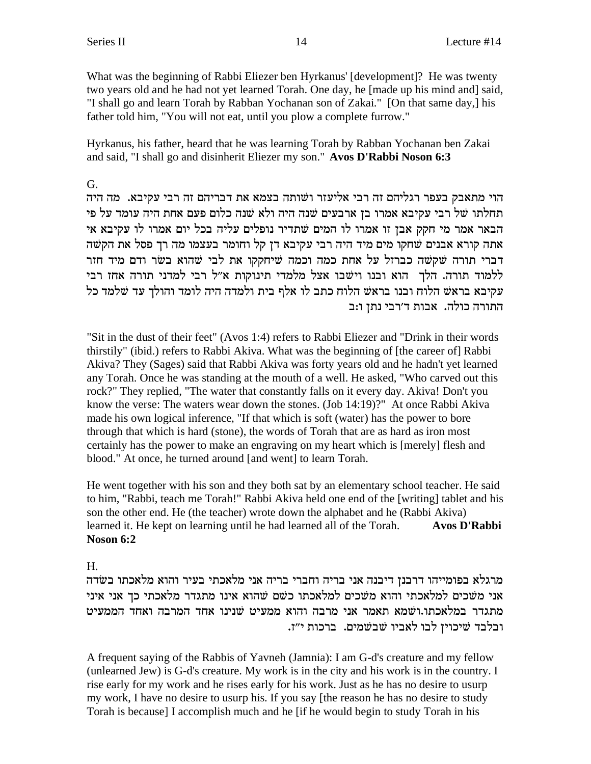What was the beginning of Rabbi Eliezer ben Hyrkanus' [development]? He was twenty two years old and he had not yet learned Torah. One day, he [made up his mind and] said, "I shall go and learn Torah by Rabban Yochanan son of Zakai." [On that same day,] his father told him, "You will not eat, until you plow a complete furrow."

Hyrkanus, his father, heard that he was learning Torah by Rabban Yochanan ben Zakai and said, "I shall go and disinherit Eliezer my son." **Avos D'Rabbi Noson 6:3**

G.

הוי מתאבק בעפר רגליהם זה רבי אליעזר ושותה בצמא את דבריהם זה רבי עקיבא. מה היה תחלתו של רבי עקיבא אמרו בן ארבעים שנה היה ולא שנה כלום פעם אחת היה עומד על פי הבאר אמר מי חקק אבן זו אמרו לו המים שתדיר נופלים עליה בכל יום אמרו לו עקיבא אי אתה קורא אבנים שחקו מים מיד היה רבי עקיבא דן קל וחומר בעצמו מה רך פסל את הקשה דברי תורה שקשה כברזל על אחת כמה וכמה שיחקקו את לבי שהוא בשר ודם מיד חזר ללמוד תורה. הלך הוא ובנו וישבו אצל מלמדי תינוקות א"ל רבי למדני תורה אחז רבי עקיבא בראש הלוח ובנו בראש הלוח כתב לו אלף בית ולמדה היה לומד והולך עד שלמד כל התורה כולה. אבות ד'רבי נתן ו:ב

"Sit in the dust of their feet" (Avos 1:4) refers to Rabbi Eliezer and "Drink in their words thirstily" (ibid.) refers to Rabbi Akiva. What was the beginning of [the career of] Rabbi Akiva? They (Sages) said that Rabbi Akiva was forty years old and he hadn't yet learned any Torah. Once he was standing at the mouth of a well. He asked, "Who carved out this rock?" They replied, "The water that constantly falls on it every day. Akiva! Don't you know the verse: The waters wear down the stones. (Job 14:19)?" At once Rabbi Akiva made his own logical inference, "If that which is soft (water) has the power to bore through that which is hard (stone), the words of Torah that are as hard as iron most certainly has the power to make an engraving on my heart which is [merely] flesh and blood." At once, he turned around [and went] to learn Torah.

He went together with his son and they both sat by an elementary school teacher. He said to him, "Rabbi, teach me Torah!" Rabbi Akiva held one end of the [writing] tablet and his son the other end. He (the teacher) wrote down the alphabet and he (Rabbi Akiva) learned it. He kept on learning until he had learned all of the Torah. **Avos D'Rabbi Noson 6:2**

H.

מרגלא בפומייהו דרבנן דיבנה אני בריה וחברי בריה אני מלאכתי בעיר והוא מלאכתו בשדה אני משכים למלאכתי והוא משכים למלאכתו כשם שהוא אינו מתגדר מלאכתי כך אני איני מתגדר במלאכתו.ושמא תאמר אני מרבה והוא ממעיט שנינו אחד המרבה ואחד הממעיט ובלבד שיכוין לבו לאביו שבשמים. ברכות י"ז.

A frequent saying of the Rabbis of Yavneh (Jamnia): I am G-d's creature and my fellow (unlearned Jew) is G-d's creature. My work is in the city and his work is in the country. I rise early for my work and he rises early for his work. Just as he has no desire to usurp my work, I have no desire to usurp his. If you say [the reason he has no desire to study Torah is because] I accomplish much and he [if he would begin to study Torah in his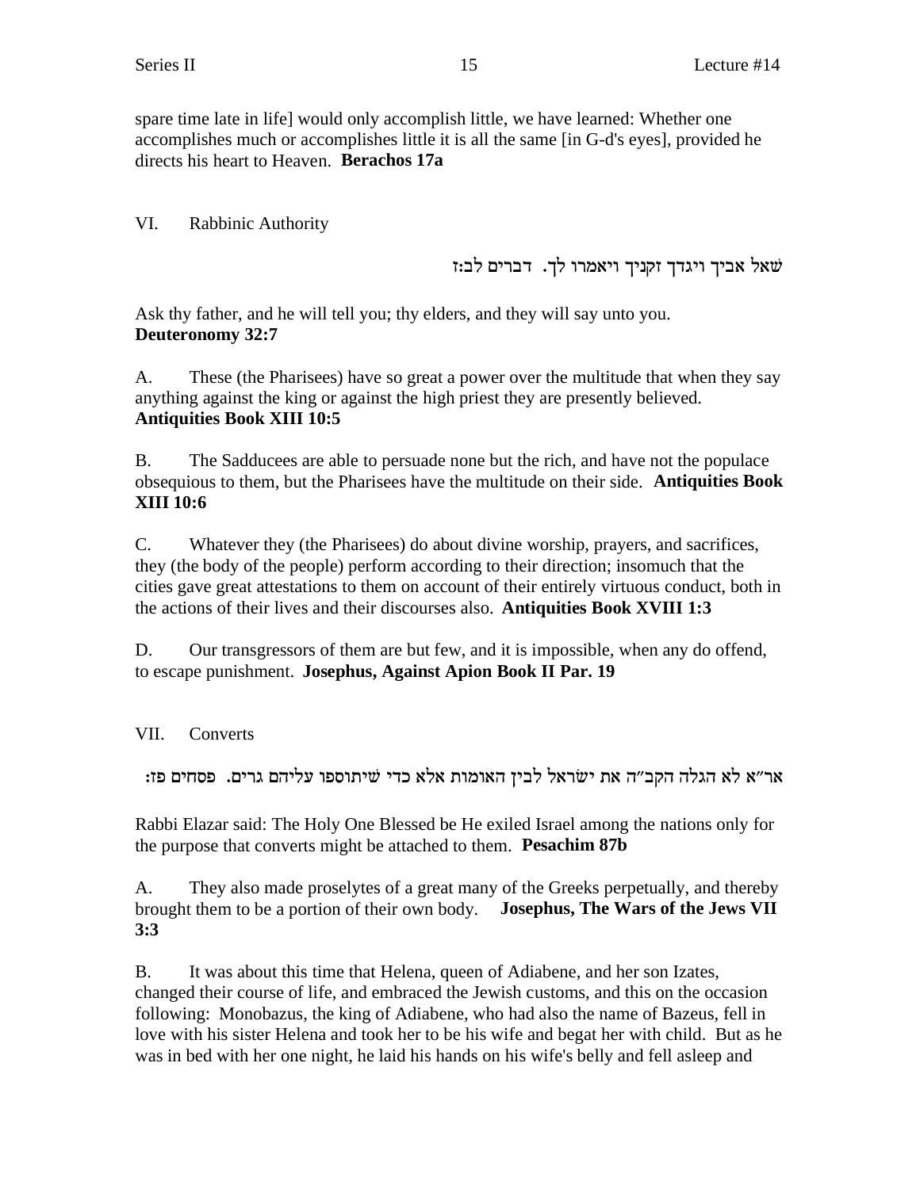spare time late in life] would only accomplish little, we have learned: Whether one accomplishes much or accomplishes little it is all the same [in G-d's eyes], provided he directs his heart to Heaven. **Berachos 17a**

VI. Rabbinic Authority

שאל אביך ויגדך זקניך ויאמרו לך. דברים לב:ז

Ask thy father, and he will tell you; thy elders, and they will say unto you. **Deuteronomy 32:7**

A. These (the Pharisees) have so great a power over the multitude that when they say anything against the king or against the high priest they are presently believed. **Antiquities Book XIII 10:5**

B. The Sadducees are able to persuade none but the rich, and have not the populace obsequious to them, but the Pharisees have the multitude on their side. **Antiquities Book XIII 10:6**

C. Whatever they (the Pharisees) do about divine worship, prayers, and sacrifices, they (the body of the people) perform according to their direction; insomuch that the cities gave great attestations to them on account of their entirely virtuous conduct, both in the actions of their lives and their discourses also. **Antiquities Book XVIII 1:3**

D. Our transgressors of them are but few, and it is impossible, when any do offend, to escape punishment. **Josephus, Against Apion Book II Par. 19**

VII. Converts

אר"א לא הגלה הקב"ה את ישראל לבין האומות אלא כדי שיתוספו עליהם גרים. פסחים פז:

Rabbi Elazar said: The Holy One Blessed be He exiled Israel among the nations only for the purpose that converts might be attached to them. **Pesachim 87b**

A. They also made proselytes of a great many of the Greeks perpetually, and thereby brought them to be a portion of their own body. **Josephus, The Wars of the Jews VII 3:3**

B. It was about this time that Helena, queen of Adiabene, and her son Izates, changed their course of life, and embraced the Jewish customs, and this on the occasion following: Monobazus, the king of Adiabene, who had also the name of Bazeus, fell in love with his sister Helena and took her to be his wife and begat her with child. But as he was in bed with her one night, he laid his hands on his wife's belly and fell asleep and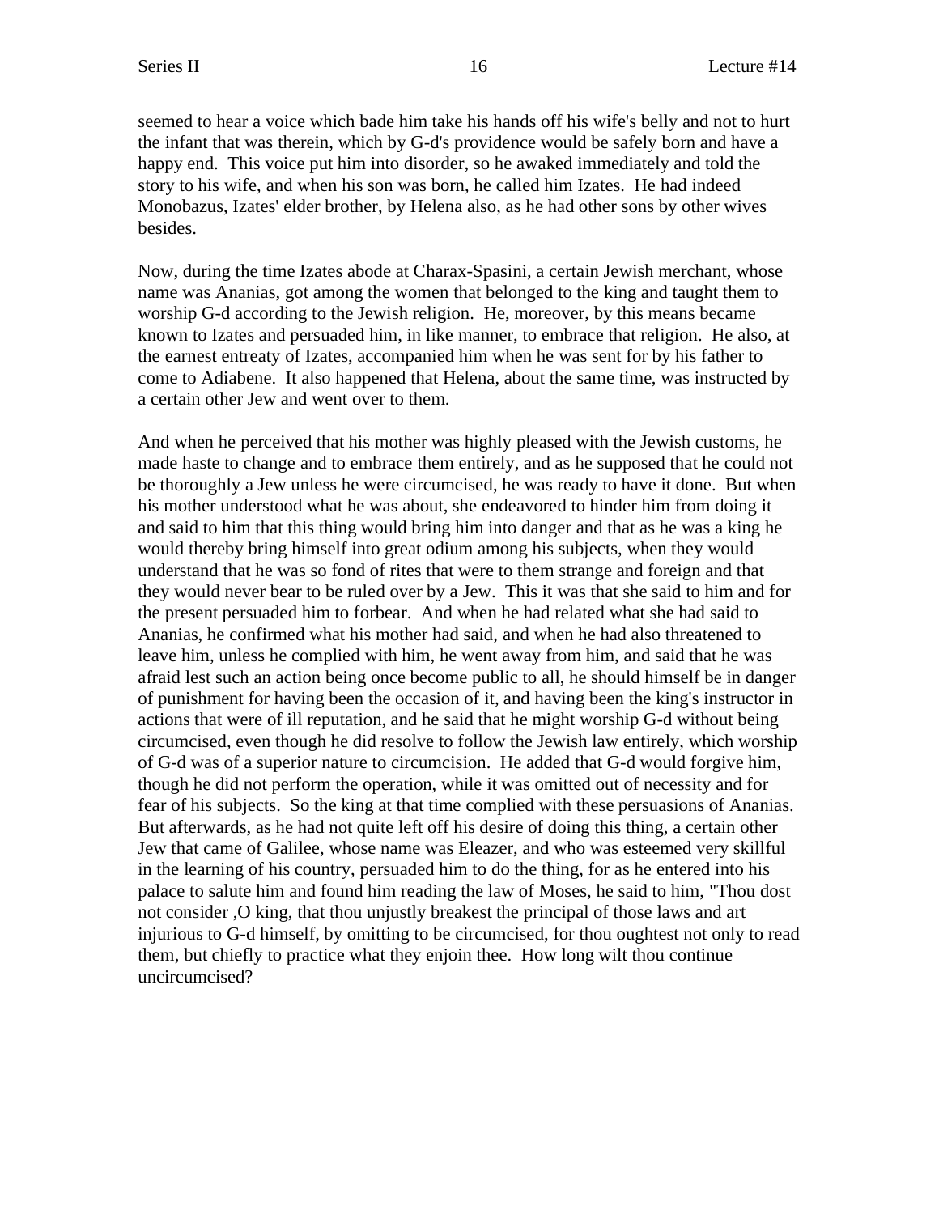seemed to hear a voice which bade him take his hands off his wife's belly and not to hurt the infant that was therein, which by G-d's providence would be safely born and have a happy end. This voice put him into disorder, so he awaked immediately and told the story to his wife, and when his son was born, he called him Izates. He had indeed Monobazus, Izates' elder brother, by Helena also, as he had other sons by other wives besides.

Now, during the time Izates abode at Charax-Spasini, a certain Jewish merchant, whose name was Ananias, got among the women that belonged to the king and taught them to worship G-d according to the Jewish religion. He, moreover, by this means became known to Izates and persuaded him, in like manner, to embrace that religion. He also, at the earnest entreaty of Izates, accompanied him when he was sent for by his father to come to Adiabene. It also happened that Helena, about the same time, was instructed by a certain other Jew and went over to them.

And when he perceived that his mother was highly pleased with the Jewish customs, he made haste to change and to embrace them entirely, and as he supposed that he could not be thoroughly a Jew unless he were circumcised, he was ready to have it done. But when his mother understood what he was about, she endeavored to hinder him from doing it and said to him that this thing would bring him into danger and that as he was a king he would thereby bring himself into great odium among his subjects, when they would understand that he was so fond of rites that were to them strange and foreign and that they would never bear to be ruled over by a Jew. This it was that she said to him and for the present persuaded him to forbear. And when he had related what she had said to Ananias, he confirmed what his mother had said, and when he had also threatened to leave him, unless he complied with him, he went away from him, and said that he was afraid lest such an action being once become public to all, he should himself be in danger of punishment for having been the occasion of it, and having been the king's instructor in actions that were of ill reputation, and he said that he might worship G-d without being circumcised, even though he did resolve to follow the Jewish law entirely, which worship of G-d was of a superior nature to circumcision. He added that G-d would forgive him, though he did not perform the operation, while it was omitted out of necessity and for fear of his subjects. So the king at that time complied with these persuasions of Ananias. But afterwards, as he had not quite left off his desire of doing this thing, a certain other Jew that came of Galilee, whose name was Eleazer, and who was esteemed very skillful in the learning of his country, persuaded him to do the thing, for as he entered into his palace to salute him and found him reading the law of Moses, he said to him, "Thou dost not consider ,O king, that thou unjustly breakest the principal of those laws and art injurious to G-d himself, by omitting to be circumcised, for thou oughtest not only to read them, but chiefly to practice what they enjoin thee. How long wilt thou continue uncircumcised?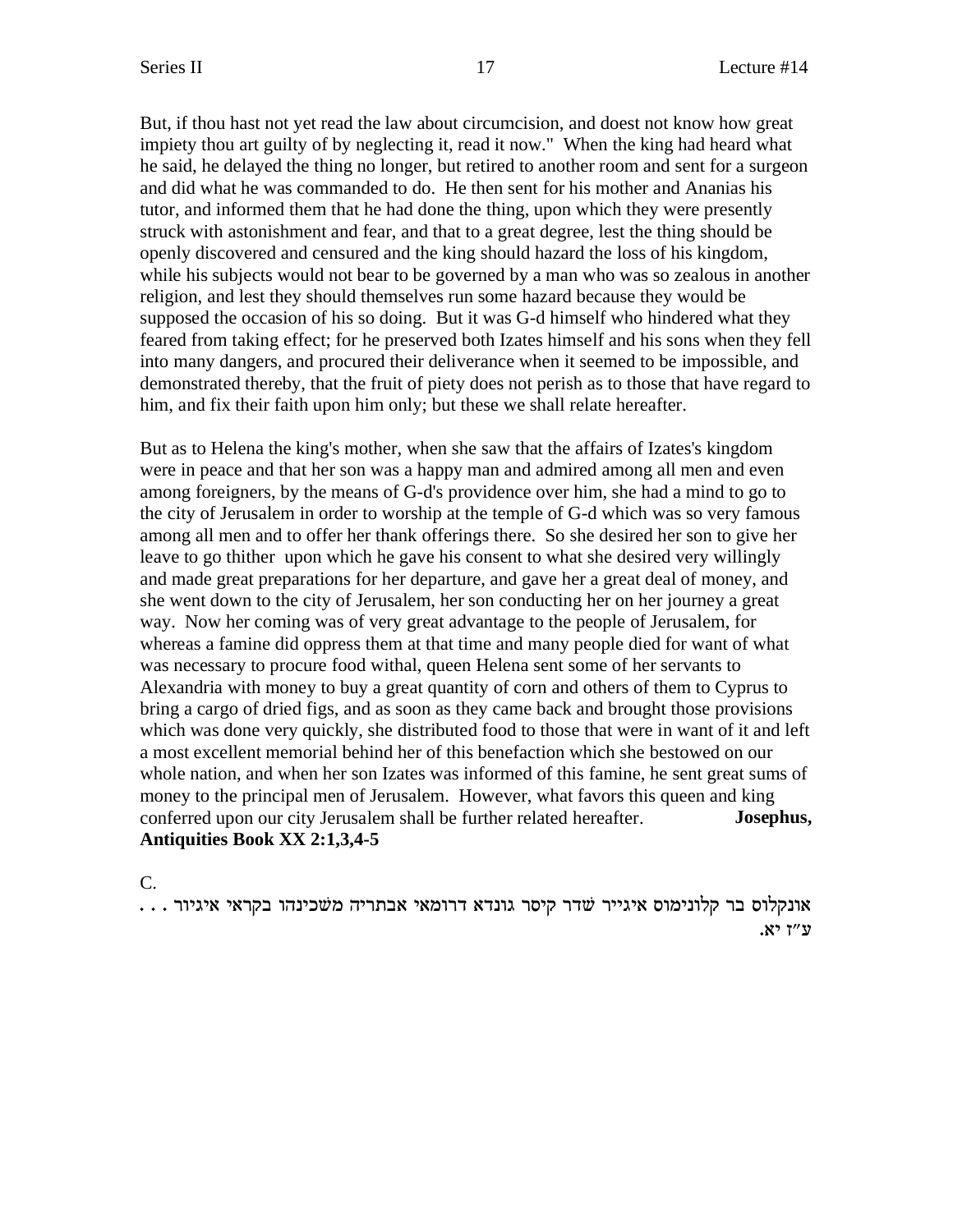But, if thou hast not yet read the law about circumcision, and doest not know how great impiety thou art guilty of by neglecting it, read it now." When the king had heard what he said, he delayed the thing no longer, but retired to another room and sent for a surgeon and did what he was commanded to do. He then sent for his mother and Ananias his tutor, and informed them that he had done the thing, upon which they were presently struck with astonishment and fear, and that to a great degree, lest the thing should be openly discovered and censured and the king should hazard the loss of his kingdom, while his subjects would not bear to be governed by a man who was so zealous in another religion, and lest they should themselves run some hazard because they would be supposed the occasion of his so doing. But it was G-d himself who hindered what they feared from taking effect; for he preserved both Izates himself and his sons when they fell into many dangers, and procured their deliverance when it seemed to be impossible, and demonstrated thereby, that the fruit of piety does not perish as to those that have regard to him, and fix their faith upon him only; but these we shall relate hereafter.

But as to Helena the king's mother, when she saw that the affairs of Izates's kingdom were in peace and that her son was a happy man and admired among all men and even among foreigners, by the means of G-d's providence over him, she had a mind to go to the city of Jerusalem in order to worship at the temple of G-d which was so very famous among all men and to offer her thank offerings there. So she desired her son to give her leave to go thither upon which he gave his consent to what she desired very willingly and made great preparations for her departure, and gave her a great deal of money, and she went down to the city of Jerusalem, her son conducting her on her journey a great way. Now her coming was of very great advantage to the people of Jerusalem, for whereas a famine did oppress them at that time and many people died for want of what was necessary to procure food withal, queen Helena sent some of her servants to Alexandria with money to buy a great quantity of corn and others of them to Cyprus to bring a cargo of dried figs, and as soon as they came back and brought those provisions which was done very quickly, she distributed food to those that were in want of it and left a most excellent memorial behind her of this benefaction which she bestowed on our whole nation, and when her son Izates was informed of this famine, he sent great sums of money to the principal men of Jerusalem. However, what favors this queen and king conferred upon our city Jerusalem shall be further related hereafter. **Josephus, Antiquities Book XX 2:1,3,4-5**

C.

אונקלוס בר קלונימוס איגייר שדר קיסר גונדא דרומאי אבתריה משכינהו בקראי איגיור . . .
ע"ז יא.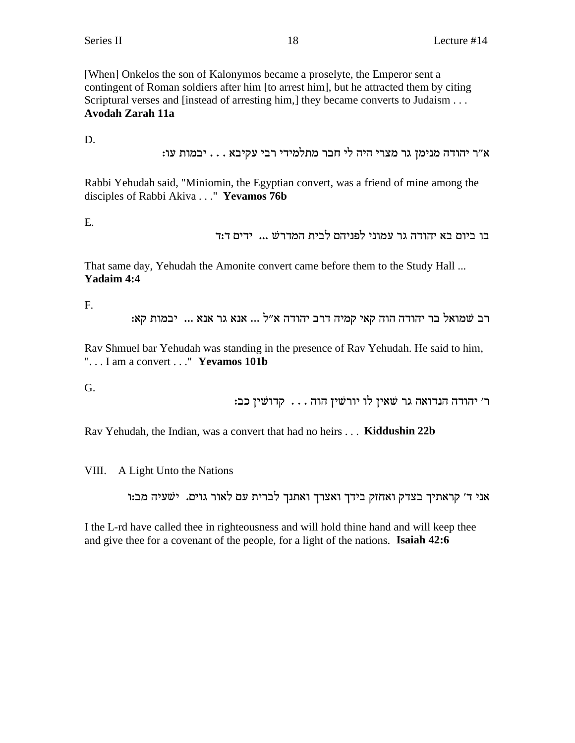[When] Onkelos the son of Kalonymos became a proselyte, the Emperor sent a contingent of Roman soldiers after him [to arrest him], but he attracted them by citing Scriptural verses and [instead of arresting him,] they became converts to Judaism . . . **Avodah Zarah 11a**

D.

א"ר יהודה מנימן גר מצרי היה לי חבר מתלמידי רבי עקיבא . . . יבמות עו:

Rabbi Yehudah said, "Miniomin, the Egyptian convert, was a friend of mine among the disciples of Rabbi Akiva . . ." **Yevamos 76b**

E.

בו ביום בא יהודה גר עמוני לפניהם לבית המדרש ... ידים ד:ד

That same day, Yehudah the Amonite convert came before them to the Study Hall ... **Yadaim 4:4**

F.

רב שמואל בר יהודה הוה קאי קמיה דרב יהודה א"ל ... אנא גר אנא ... יבמות קא:

Rav Shmuel bar Yehudah was standing in the presence of Rav Yehudah. He said to him, ". . . I am a convert . . ." **Yevamos 101b**

G.

ר' יהודה הנדואה גר שאין לו יורשין הוה . . . קדושין כב:

Rav Yehudah, the Indian, was a convert that had no heirs . . . **Kiddushin 22b**

## VIII. A Light Unto the Nations

אני ד' קראתיך בצדק ואחזק בידך ואצרך ואתנך לברית עם לאור גוים. ישעיה מב:ו

I the L-rd have called thee in righteousness and will hold thine hand and will keep thee and give thee for a covenant of the people, for a light of the nations. **Isaiah 42:6**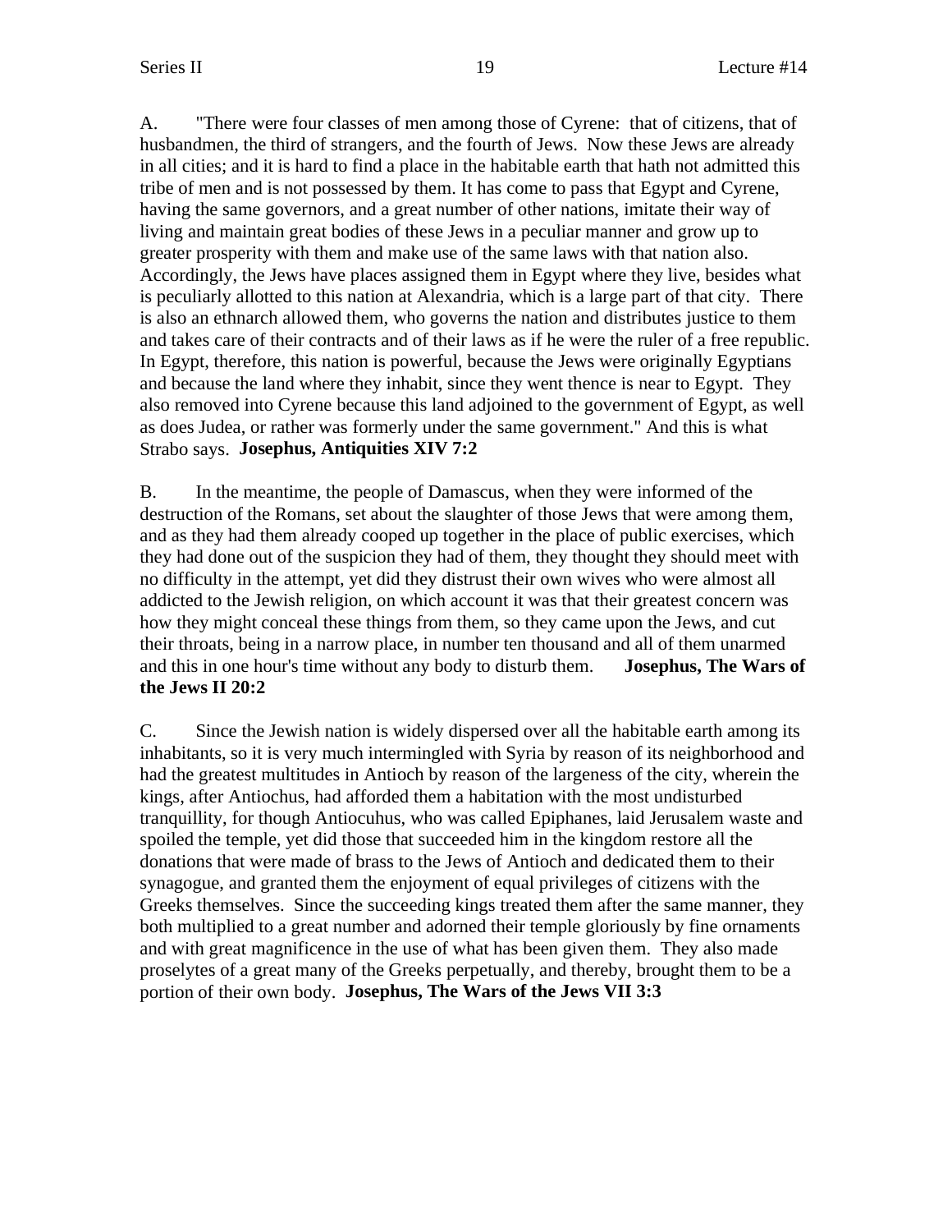A. "There were four classes of men among those of Cyrene: that of citizens, that of husbandmen, the third of strangers, and the fourth of Jews. Now these Jews are already in all cities; and it is hard to find a place in the habitable earth that hath not admitted this tribe of men and is not possessed by them. It has come to pass that Egypt and Cyrene, having the same governors, and a great number of other nations, imitate their way of living and maintain great bodies of these Jews in a peculiar manner and grow up to greater prosperity with them and make use of the same laws with that nation also. Accordingly, the Jews have places assigned them in Egypt where they live, besides what is peculiarly allotted to this nation at Alexandria, which is a large part of that city. There is also an ethnarch allowed them, who governs the nation and distributes justice to them and takes care of their contracts and of their laws as if he were the ruler of a free republic. In Egypt, therefore, this nation is powerful, because the Jews were originally Egyptians and because the land where they inhabit, since they went thence is near to Egypt. They also removed into Cyrene because this land adjoined to the government of Egypt, as well as does Judea, or rather was formerly under the same government." And this is what Strabo says. **Josephus, Antiquities XIV 7:2**

B. In the meantime, the people of Damascus, when they were informed of the destruction of the Romans, set about the slaughter of those Jews that were among them, and as they had them already cooped up together in the place of public exercises, which they had done out of the suspicion they had of them, they thought they should meet with no difficulty in the attempt, yet did they distrust their own wives who were almost all addicted to the Jewish religion, on which account it was that their greatest concern was how they might conceal these things from them, so they came upon the Jews, and cut their throats, being in a narrow place, in number ten thousand and all of them unarmed and this in one hour's time without any body to disturb them. **Josephus, The Wars of the Jews II 20:2**

C. Since the Jewish nation is widely dispersed over all the habitable earth among its inhabitants, so it is very much intermingled with Syria by reason of its neighborhood and had the greatest multitudes in Antioch by reason of the largeness of the city, wherein the kings, after Antiochus, had afforded them a habitation with the most undisturbed tranquillity, for though Antiocuhus, who was called Epiphanes, laid Jerusalem waste and spoiled the temple, yet did those that succeeded him in the kingdom restore all the donations that were made of brass to the Jews of Antioch and dedicated them to their synagogue, and granted them the enjoyment of equal privileges of citizens with the Greeks themselves. Since the succeeding kings treated them after the same manner, they both multiplied to a great number and adorned their temple gloriously by fine ornaments and with great magnificence in the use of what has been given them. They also made proselytes of a great many of the Greeks perpetually, and thereby, brought them to be a portion of their own body. **Josephus, The Wars of the Jews VII 3:3**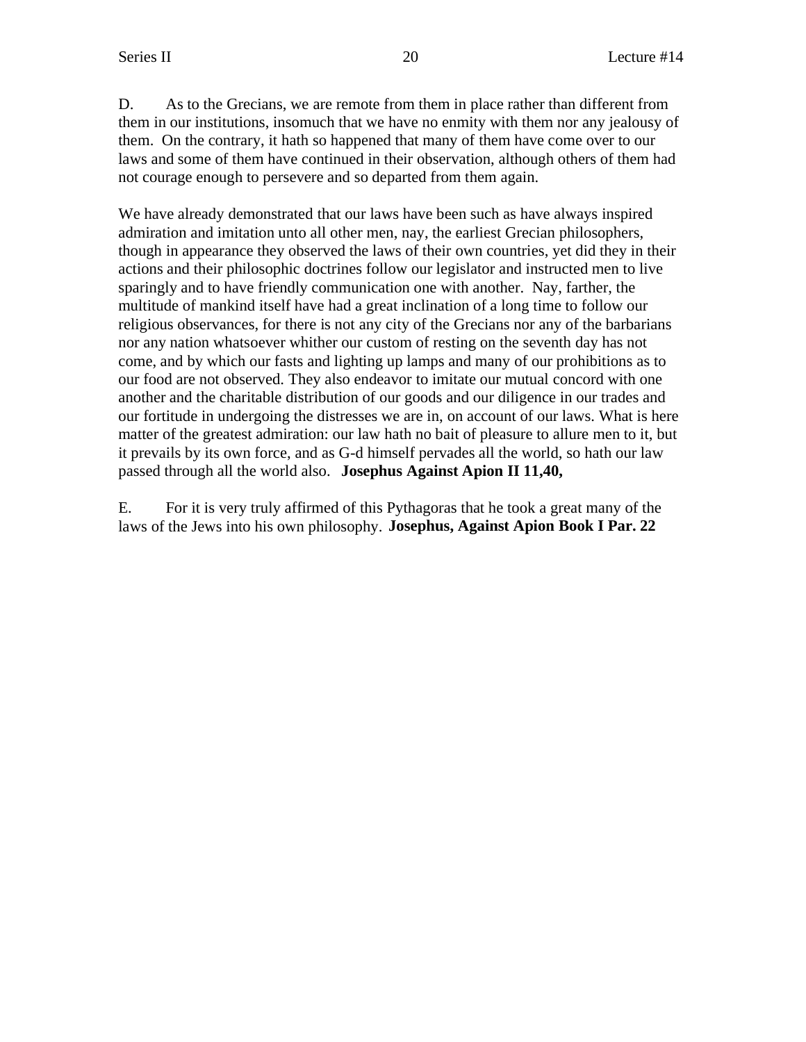D. As to the Grecians, we are remote from them in place rather than different from them in our institutions, insomuch that we have no enmity with them nor any jealousy of them. On the contrary, it hath so happened that many of them have come over to our laws and some of them have continued in their observation, although others of them had not courage enough to persevere and so departed from them again.

We have already demonstrated that our laws have been such as have always inspired admiration and imitation unto all other men, nay, the earliest Grecian philosophers, though in appearance they observed the laws of their own countries, yet did they in their actions and their philosophic doctrines follow our legislator and instructed men to live sparingly and to have friendly communication one with another. Nay, farther, the multitude of mankind itself have had a great inclination of a long time to follow our religious observances, for there is not any city of the Grecians nor any of the barbarians nor any nation whatsoever whither our custom of resting on the seventh day has not come, and by which our fasts and lighting up lamps and many of our prohibitions as to our food are not observed. They also endeavor to imitate our mutual concord with one another and the charitable distribution of our goods and our diligence in our trades and our fortitude in undergoing the distresses we are in, on account of our laws. What is here matter of the greatest admiration: our law hath no bait of pleasure to allure men to it, but it prevails by its own force, and as G-d himself pervades all the world, so hath our law passed through all the world also. **Josephus Against Apion II 11,40,**

E. For it is very truly affirmed of this Pythagoras that he took a great many of the laws of the Jews into his own philosophy. **Josephus, Against Apion Book I Par. 22**